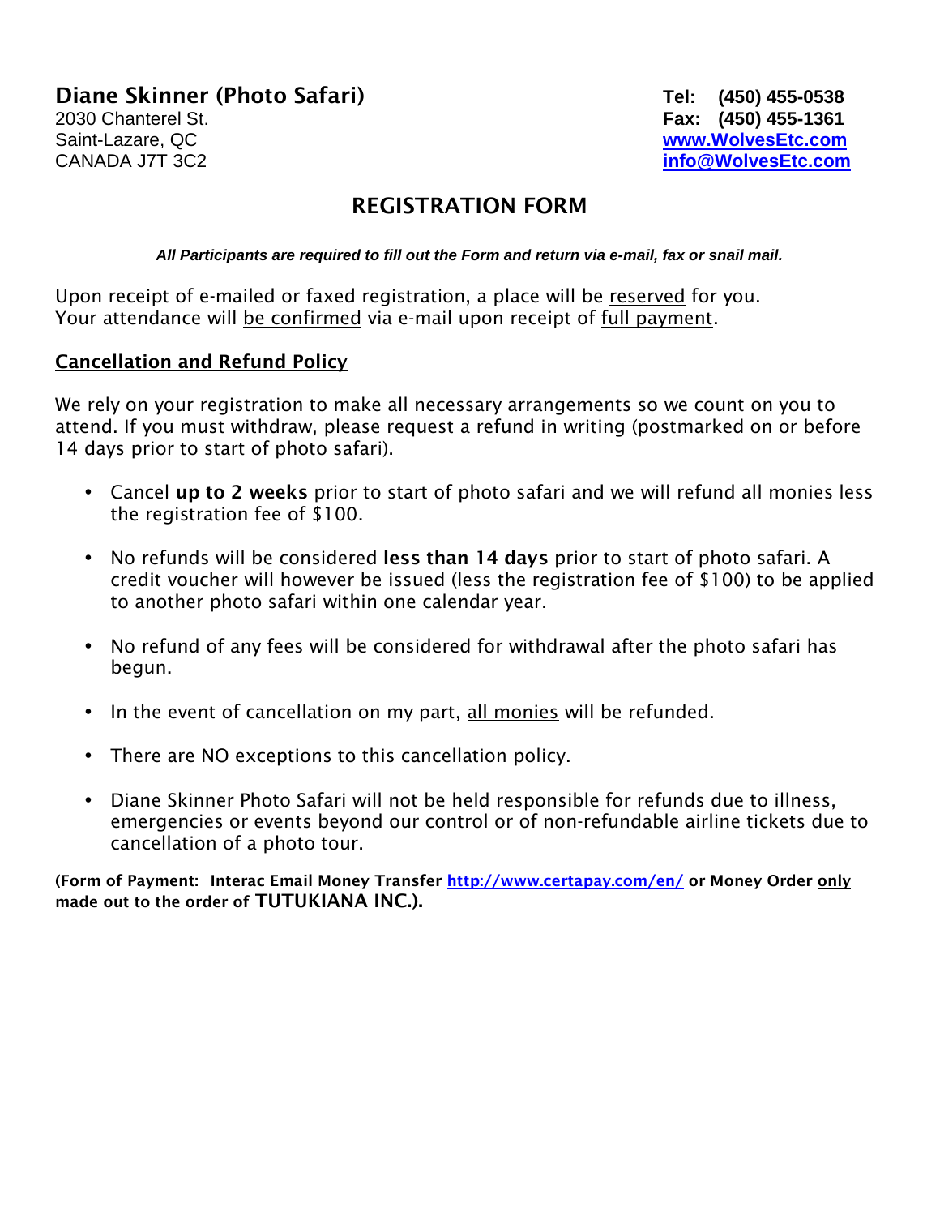**Diane Skinner (Photo Safari)**
2030 Chanterel St.
Saint-Lazare, QC
CANADA J7T 3C2

**Tel: (450) 455-0538**
**Fax: (450) 455-1361**
**[www.WolvesEtc.com](http://www.WolvesEtc.com)**
**[info@WolvesEtc.com](mailto:info@WolvesEtc.com)**

# REGISTRATION FORM

***All Participants are required to fill out the Form and return via e-mail, fax or snail mail.***

Upon receipt of e-mailed or faxed registration, a place will be reserved for you.
Your attendance will be confirmed via e-mail upon receipt of full payment.

## Cancellation and Refund Policy

We rely on your registration to make all necessary arrangements so we count on you to attend. If you must withdraw, please request a refund in writing (postmarked on or before 14 days prior to start of photo safari).

- Cancel **up to 2 weeks** prior to start of photo safari and we will refund all monies less the registration fee of $100.
- No refunds will be considered **less than 14 days** prior to start of photo safari. A credit voucher will however be issued (less the registration fee of $100) to be applied to another photo safari within one calendar year.
- No refund of any fees will be considered for withdrawal after the photo safari has begun.
- In the event of cancellation on my part, all monies will be refunded.
- There are NO exceptions to this cancellation policy.
- Diane Skinner Photo Safari will not be held responsible for refunds due to illness, emergencies or events beyond our control or of non-refundable airline tickets due to cancellation of a photo tour.

**(Form of Payment: Interac Email Money Transfer [http://www.certapay.com/en/](http://www.certapay.com/en/) or Money Order only made out to the order of TUTUKIANA INC.).**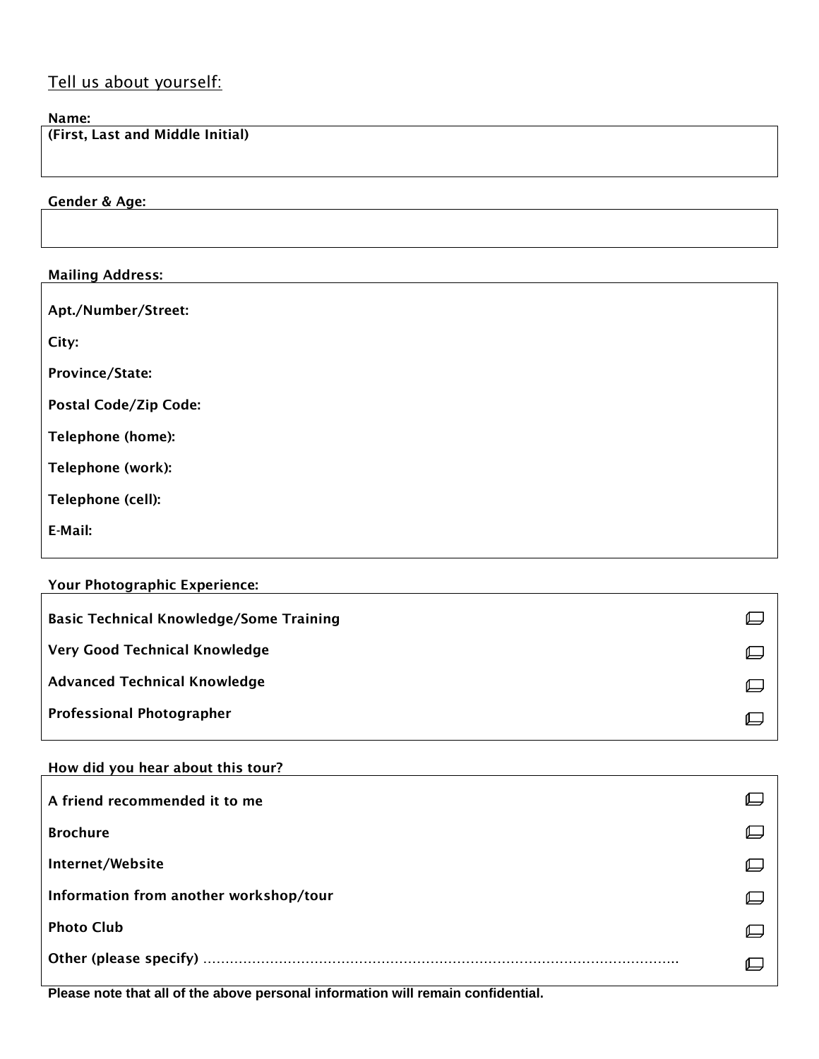## Tell us about yourself:

**Name:**
**(First, Last and Middle Initial)**

**Gender & Age:**

**Mailing Address:**

**Apt./Number/Street:**

**City:**

**Province/State:**

**Postal Code/Zip Code:**

**Telephone (home):**

**Telephone (work):**

**Telephone (cell):**

**E-Mail:**

**Your Photographic Experience:**

- **Basic Technical Knowledge/Some Training** ☐
- **Very Good Technical Knowledge** ☐
- **Advanced Technical Knowledge** ☐
- **Professional Photographer** ☐

**How did you hear about this tour?**

- **A friend recommended it to me** ☐
- **Brochure** ☐
- **Internet/Website** ☐
- **Information from another workshop/tour** ☐
- **Photo Club** ☐
- **Other (please specify)** ………………………………………………………………………………………… ☐

**Please note that all of the above personal information will remain confidential.**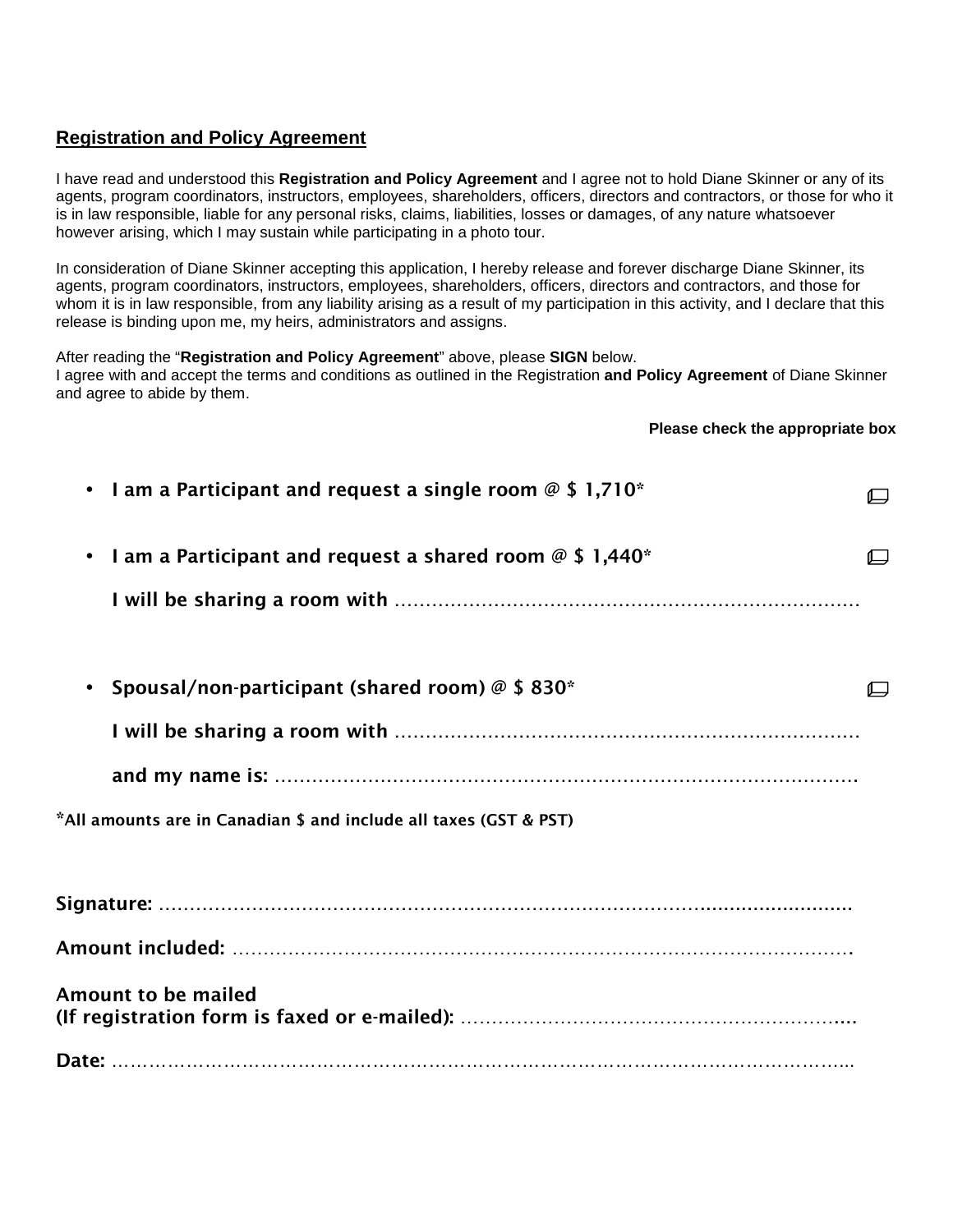## Registration and Policy Agreement

I have read and understood this **Registration and Policy Agreement** and I agree not to hold Diane Skinner or any of its agents, program coordinators, instructors, employees, shareholders, officers, directors and contractors, or those for who it is in law responsible, liable for any personal risks, claims, liabilities, losses or damages, of any nature whatsoever however arising, which I may sustain while participating in a photo tour.

In consideration of Diane Skinner accepting this application, I hereby release and forever discharge Diane Skinner, its agents, program coordinators, instructors, employees, shareholders, officers, directors and contractors, and those for whom it is in law responsible, from any liability arising as a result of my participation in this activity, and I declare that this release is binding upon me, my heirs, administrators and assigns.

After reading the "**Registration and Policy Agreement**" above, please **SIGN** below.
I agree with and accept the terms and conditions as outlined in the Registration **and Policy Agreement** of Diane Skinner and agree to abide by them.

**Please check the appropriate box**

- **I am a Participant and request a single room @ $ 1,710*** ☐
- **I am a Participant and request a shared room @ $ 1,440*** ☐

  **I will be sharing a room with** ……………………………………………………………

- **Spousal/non-participant (shared room) @ $ 830*** ☐

  **I will be sharing a room with** ……………………………………………………………

  **and my name is:** ……………………………………………………………………………

***All amounts are in Canadian $ and include all taxes (GST & PST)**

**Signature:** ……………………………………………………………………………………………

**Amount included:** ……………………………………………………………………………………

**Amount to be mailed**
**(If registration form is faxed or e-mailed):** ………………………………………………………

**Date:** …………………………………………………………………………………………………